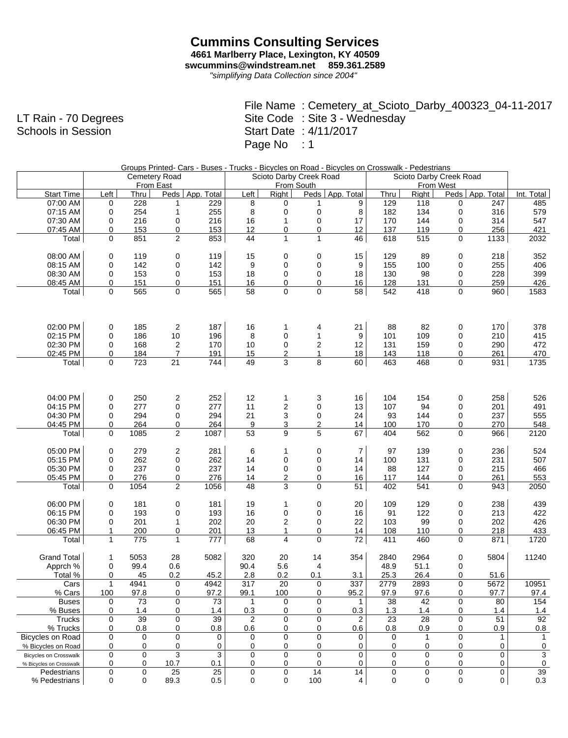# Cummins Consulting Services

**4661 Marlberry Place, Lexington, KY 40509**
**swcummins@windstream.net 859.361.2589**
*"simplifying Data Collection since 2004"*

LT Rain - 70 Degrees
Schools in Session

File Name : Cemetery_at_Scioto_Darby_400323_04-11-2017
Site Code : Site 3 - Wednesday
Start Date : 4/11/2017
Page No : 1

Groups Printed- Cars - Buses - Trucks - Bicycles on Road - Bicycles on Crosswalk - Pedestrians

| | Cemetery Road From East | | | | Scioto Darby Creek Road From South | | | | Scioto Darby Creek Road From West | | | | |
|---|---|---|---|---|---|---|---|---|---|---|---|---|---|
| Start Time | Left | Thru | Peds | App. Total | Left | Right | Peds | App. Total | Thru | Right | Peds | App. Total | Int. Total |
| 07:00 AM | 0 | 228 | 1 | 229 | 8 | 0 | 1 | 9 | 129 | 118 | 0 | 247 | 485 |
| 07:15 AM | 0 | 254 | 1 | 255 | 8 | 0 | 0 | 8 | 182 | 134 | 0 | 316 | 579 |
| 07:30 AM | 0 | 216 | 0 | 216 | 16 | 1 | 0 | 17 | 170 | 144 | 0 | 314 | 547 |
| 07:45 AM | 0 | 153 | 0 | 153 | 12 | 0 | 0 | 12 | 137 | 119 | 0 | 256 | 421 |
| Total | 0 | 851 | 2 | 853 | 44 | 1 | 1 | 46 | 618 | 515 | 0 | 1133 | 2032 |
| 08:00 AM | 0 | 119 | 0 | 119 | 15 | 0 | 0 | 15 | 129 | 89 | 0 | 218 | 352 |
| 08:15 AM | 0 | 142 | 0 | 142 | 9 | 0 | 0 | 9 | 155 | 100 | 0 | 255 | 406 |
| 08:30 AM | 0 | 153 | 0 | 153 | 18 | 0 | 0 | 18 | 130 | 98 | 0 | 228 | 399 |
| 08:45 AM | 0 | 151 | 0 | 151 | 16 | 0 | 0 | 16 | 128 | 131 | 0 | 259 | 426 |
| Total | 0 | 565 | 0 | 565 | 58 | 0 | 0 | 58 | 542 | 418 | 0 | 960 | 1583 |
| 02:00 PM | 0 | 185 | 2 | 187 | 16 | 1 | 4 | 21 | 88 | 82 | 0 | 170 | 378 |
| 02:15 PM | 0 | 186 | 10 | 196 | 8 | 0 | 1 | 9 | 101 | 109 | 0 | 210 | 415 |
| 02:30 PM | 0 | 168 | 2 | 170 | 10 | 0 | 2 | 12 | 131 | 159 | 0 | 290 | 472 |
| 02:45 PM | 0 | 184 | 7 | 191 | 15 | 2 | 1 | 18 | 143 | 118 | 0 | 261 | 470 |
| Total | 0 | 723 | 21 | 744 | 49 | 3 | 8 | 60 | 463 | 468 | 0 | 931 | 1735 |
| 04:00 PM | 0 | 250 | 2 | 252 | 12 | 1 | 3 | 16 | 104 | 154 | 0 | 258 | 526 |
| 04:15 PM | 0 | 277 | 0 | 277 | 11 | 2 | 0 | 13 | 107 | 94 | 0 | 201 | 491 |
| 04:30 PM | 0 | 294 | 0 | 294 | 21 | 3 | 0 | 24 | 93 | 144 | 0 | 237 | 555 |
| 04:45 PM | 0 | 264 | 0 | 264 | 9 | 3 | 2 | 14 | 100 | 170 | 0 | 270 | 548 |
| Total | 0 | 1085 | 2 | 1087 | 53 | 9 | 5 | 67 | 404 | 562 | 0 | 966 | 2120 |
| 05:00 PM | 0 | 279 | 2 | 281 | 6 | 1 | 0 | 7 | 97 | 139 | 0 | 236 | 524 |
| 05:15 PM | 0 | 262 | 0 | 262 | 14 | 0 | 0 | 14 | 100 | 131 | 0 | 231 | 507 |
| 05:30 PM | 0 | 237 | 0 | 237 | 14 | 0 | 0 | 14 | 88 | 127 | 0 | 215 | 466 |
| 05:45 PM | 0 | 276 | 0 | 276 | 14 | 2 | 0 | 16 | 117 | 144 | 0 | 261 | 553 |
| Total | 0 | 1054 | 2 | 1056 | 48 | 3 | 0 | 51 | 402 | 541 | 0 | 943 | 2050 |
| 06:00 PM | 0 | 181 | 0 | 181 | 19 | 1 | 0 | 20 | 109 | 129 | 0 | 238 | 439 |
| 06:15 PM | 0 | 193 | 0 | 193 | 16 | 0 | 0 | 16 | 91 | 122 | 0 | 213 | 422 |
| 06:30 PM | 0 | 201 | 1 | 202 | 20 | 2 | 0 | 22 | 103 | 99 | 0 | 202 | 426 |
| 06:45 PM | 1 | 200 | 0 | 201 | 13 | 1 | 0 | 14 | 108 | 110 | 0 | 218 | 433 |
| Total | 1 | 775 | 1 | 777 | 68 | 4 | 0 | 72 | 411 | 460 | 0 | 871 | 1720 |
| Grand Total | 1 | 5053 | 28 | 5082 | 320 | 20 | 14 | 354 | 2840 | 2964 | 0 | 5804 | 11240 |
| Apprch % | 0 | 99.4 | 0.6 | | 90.4 | 5.6 | 4 | | 48.9 | 51.1 | 0 | | |
| Total % | 0 | 45 | 0.2 | 45.2 | 2.8 | 0.2 | 0.1 | 3.1 | 25.3 | 26.4 | 0 | 51.6 | |
| Cars | 1 | 4941 | 0 | 4942 | 317 | 20 | 0 | 337 | 2779 | 2893 | 0 | 5672 | 10951 |
| % Cars | 100 | 97.8 | 0 | 97.2 | 99.1 | 100 | 0 | 95.2 | 97.9 | 97.6 | 0 | 97.7 | 97.4 |
| Buses | 0 | 73 | 0 | 73 | 1 | 0 | 0 | 1 | 38 | 42 | 0 | 80 | 154 |
| % Buses | 0 | 1.4 | 0 | 1.4 | 0.3 | 0 | 0 | 0.3 | 1.3 | 1.4 | 0 | 1.4 | 1.4 |
| Trucks | 0 | 39 | 0 | 39 | 2 | 0 | 0 | 2 | 23 | 28 | 0 | 51 | 92 |
| % Trucks | 0 | 0.8 | 0 | 0.8 | 0.6 | 0 | 0 | 0.6 | 0.8 | 0.9 | 0 | 0.9 | 0.8 |
| Bicycles on Road | 0 | 0 | 0 | 0 | 0 | 0 | 0 | 0 | 0 | 1 | 0 | 1 | 1 |
| % Bicycles on Road | 0 | 0 | 0 | 0 | 0 | 0 | 0 | 0 | 0 | 0 | 0 | 0 | 0 |
| Bicycles on Crosswalk | 0 | 0 | 3 | 3 | 0 | 0 | 0 | 0 | 0 | 0 | 0 | 0 | 3 |
| % Bicycles on Crosswalk | 0 | 0 | 10.7 | 0.1 | 0 | 0 | 0 | 0 | 0 | 0 | 0 | 0 | 0 |
| Pedestrians | 0 | 0 | 25 | 25 | 0 | 0 | 14 | 14 | 0 | 0 | 0 | 0 | 39 |
| % Pedestrians | 0 | 0 | 89.3 | 0.5 | 0 | 0 | 100 | 4 | 0 | 0 | 0 | 0 | 0.3 |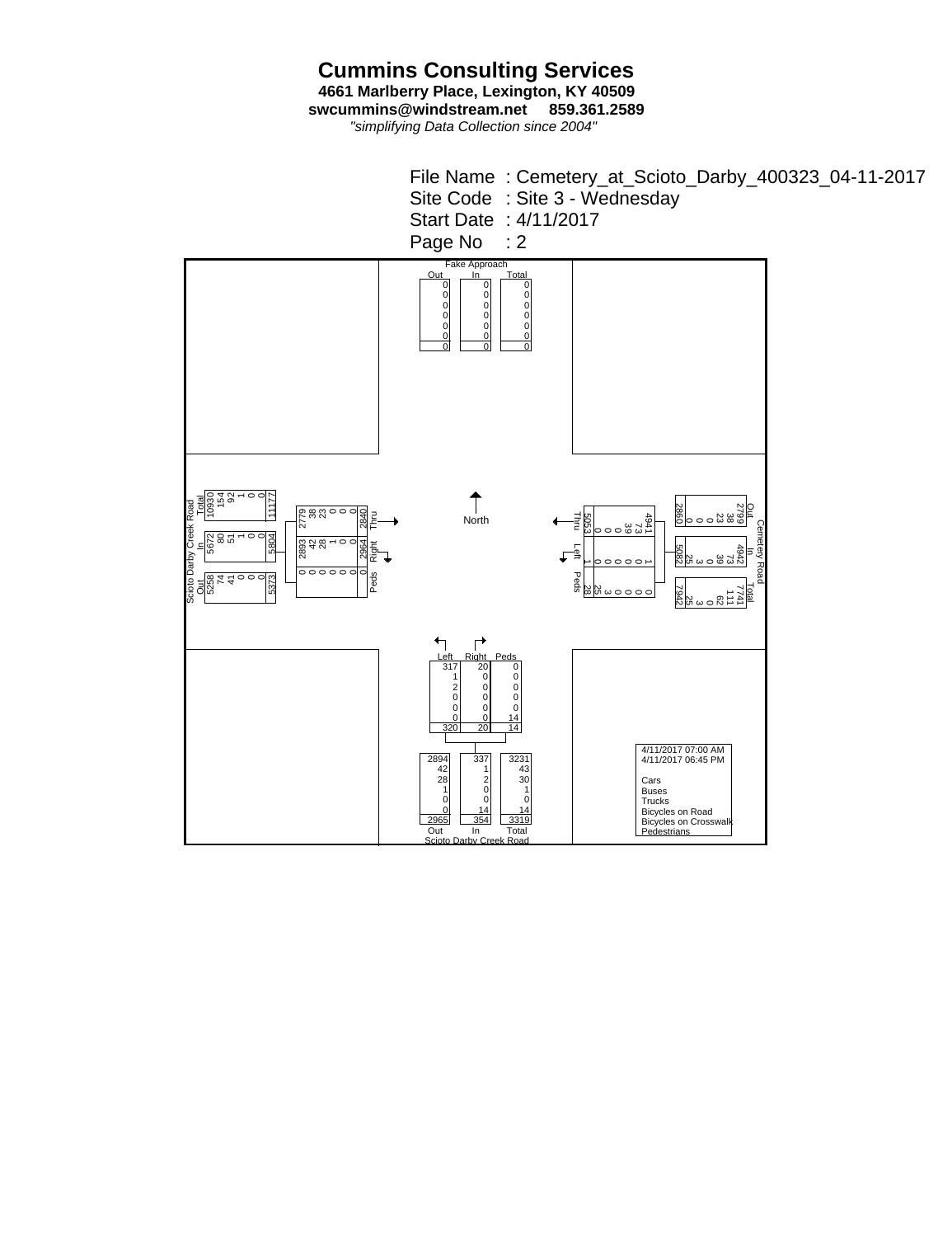# Cummins Consulting Services

**4661 Marlberry Place, Lexington, KY 40509**

**swcummins@windstream.net 859.361.2589**

*"simplifying Data Collection since 2004"*

File Name : Cemetery_at_Scioto_Darby_400323_04-11-2017

Site Code : Site 3 - Wednesday

Start Date : 4/11/2017

Page No : 2

4/11/2017 07:00 AM
4/11/2017 06:45 PM

**Vehicle classes (rows in order):** Cars, Buses, Trucks, Bicycles on Road, Bicycles on Crosswalk, Pedestrians

## Fake Approach (North)

| Class | Out | In | Total |
|---|---|---|---|
| Cars | 0 | 0 | 0 |
| Buses | 0 | 0 | 0 |
| Trucks | 0 | 0 | 0 |
| Bicycles on Road | 0 | 0 | 0 |
| Bicycles on Crosswalk | 0 | 0 | 0 |
| Pedestrians | 0 | 0 | 0 |
| Total | 0 | 0 | 0 |

## Scioto Darby Creek Road (West)

| Class | Out | In | Total | Thru | Right | Peds |
|---|---|---|---|---|---|---|
| Cars | 5258 | 5672 | 10930 | 2779 | 2893 | 0 |
| Buses | 74 | 80 | 154 | 38 | 42 | 0 |
| Trucks | 41 | 51 | 92 | 23 | 28 | 0 |
| Bicycles on Road | 0 | 1 | 1 | 0 | 1 | 0 |
| Bicycles on Crosswalk | 0 | 0 | 0 | 0 | 0 | 0 |
| Pedestrians | 0 | 0 | 0 | 0 | 0 | 0 |
| Total | 5373 | 5804 | 11177 | 2840 | 2964 | 0 |

## Cemetery Road (East)

| Class | Out | In | Total | Thru | Left | Peds |
|---|---|---|---|---|---|---|
| Cars | 2799 | 4942 | 7741 | 4941 | 1 | 0 |
| Buses | 38 | 73 | 111 | 73 | 0 | 0 |
| Trucks | 23 | 39 | 62 | 39 | 0 | 0 |
| Bicycles on Road | 0 | 0 | 0 | 0 | 0 | 0 |
| Bicycles on Crosswalk | 0 | 3 | 3 | 0 | 0 | 3 |
| Pedestrians | 0 | 25 | 25 | 0 | 0 | 25 |
| Total | 2860 | 5082 | 7942 | 5053 | 1 | 28 |

## Scioto Darby Creek Road (South)

| Class | Out | In | Total | Left | Right | Peds |
|---|---|---|---|---|---|---|
| Cars | 2894 | 337 | 3231 | 317 | 20 | 0 |
| Buses | 42 | 1 | 43 | 1 | 0 | 0 |
| Trucks | 28 | 2 | 30 | 2 | 0 | 0 |
| Bicycles on Road | 1 | 0 | 1 | 0 | 0 | 0 |
| Bicycles on Crosswalk | 0 | 0 | 0 | 0 | 0 | 0 |
| Pedestrians | 0 | 14 | 14 | 0 | 0 | 14 |
| Total | 2965 | 354 | 3319 | 320 | 20 | 14 |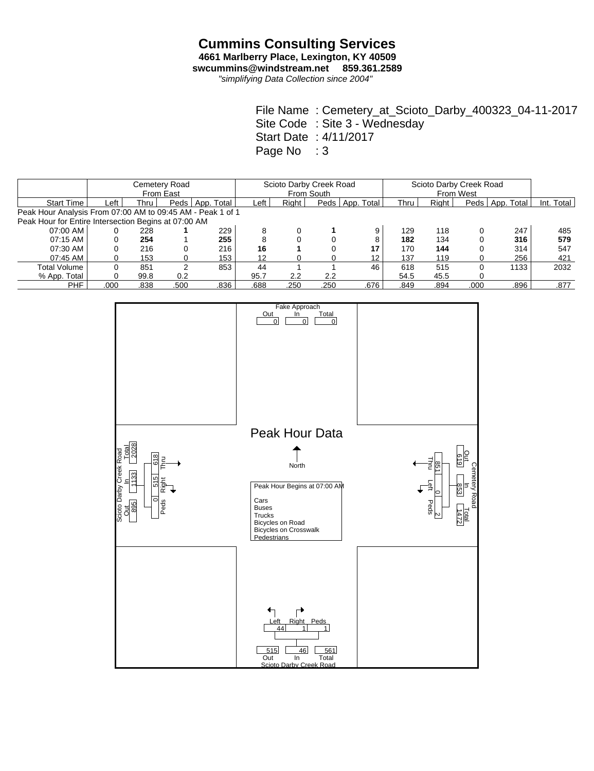# Cummins Consulting Services

**4661 Marlberry Place, Lexington, KY 40509**
**swcummins@windstream.net 859.361.2589**
*"simplifying Data Collection since 2004"*

File Name : Cemetery_at_Scioto_Darby_400323_04-11-2017
Site Code : Site 3 - Wednesday
Start Date : 4/11/2017
Page No : 3

| | Cemetery Road From East | | | | Scioto Darby Creek Road From South | | | | Scioto Darby Creek Road From West | | | | |
|---|---|---|---|---|---|---|---|---|---|---|---|---|---|
| Start Time | Left | Thru | Peds | App. Total | Left | Right | Peds | App. Total | Thru | Right | Peds | App. Total | Int. Total |
| Peak Hour Analysis From 07:00 AM to 09:45 AM - Peak 1 of 1 | | | | | | | | | | | | | |
| Peak Hour for Entire Intersection Begins at 07:00 AM | | | | | | | | | | | | | |
| 07:00 AM | 0 | 228 | **1** | 229 | 8 | 0 | **1** | 9 | 129 | 118 | 0 | 247 | 485 |
| 07:15 AM | 0 | **254** | 1 | **255** | 8 | 0 | 0 | 8 | **182** | 134 | 0 | **316** | **579** |
| 07:30 AM | 0 | 216 | 0 | 216 | **16** | **1** | 0 | **17** | 170 | **144** | 0 | 314 | 547 |
| 07:45 AM | 0 | 153 | 0 | 153 | 12 | 0 | 0 | 12 | 137 | 119 | 0 | 256 | 421 |
| Total Volume | 0 | 851 | 2 | 853 | 44 | 1 | 1 | 46 | 618 | 515 | 0 | 1133 | 2032 |
| % App. Total | 0 | 99.8 | 0.2 | | 95.7 | 2.2 | 2.2 | | 54.5 | 45.5 | 0 | | |
| PHF | .000 | .838 | .500 | .836 | .688 | .250 | .250 | .676 | .849 | .894 | .000 | .896 | .877 |

## Peak Hour Data

North

Fake Approach: Out 0, In 0, Total 0

Scioto Darby Creek Road (West): Out 895, In 1133, Total 2028; Thru 618, Right 515, Peds 0

Cemetery Road (East): Out 619, In 853, Total 1472; Thru 851, Left 0, Peds 2

Scioto Darby Creek Road (South): Out 515, In 46, Total 561; Left 44, Right 1, Peds 1

Peak Hour Begins at 07:00 AM

Cars
Buses
Trucks
Bicycles on Road
Bicycles on Crosswalk
Pedestrians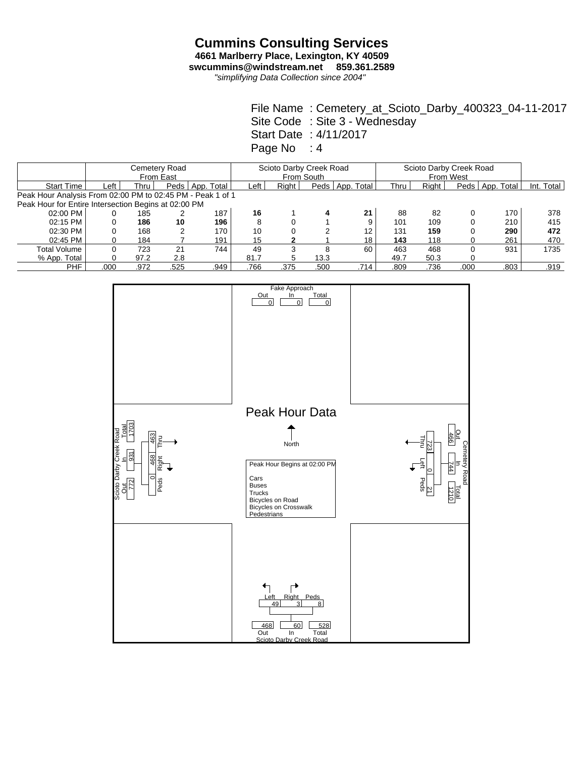# Cummins Consulting Services

**4661 Marlberry Place, Lexington, KY 40509**

**swcummins@windstream.net 859.361.2589**

*"simplifying Data Collection since 2004"*

File Name : Cemetery_at_Scioto_Darby_400323_04-11-2017
Site Code : Site 3 - Wednesday
Start Date : 4/11/2017
Page No : 4

| | Cemetery Road From East | | | | Scioto Darby Creek Road From South | | | | Scioto Darby Creek Road From West | | | | |
|---|---|---|---|---|---|---|---|---|---|---|---|---|---|
| Start Time | Left | Thru | Peds | App. Total | Left | Right | Peds | App. Total | Thru | Right | Peds | App. Total | Int. Total |
| Peak Hour Analysis From 02:00 PM to 02:45 PM - Peak 1 of 1 | | | | | | | | | | | | | |
| Peak Hour for Entire Intersection Begins at 02:00 PM | | | | | | | | | | | | | |
| 02:00 PM | 0 | 185 | 2 | 187 | **16** | 1 | **4** | **21** | 88 | 82 | 0 | 170 | 378 |
| 02:15 PM | 0 | **186** | **10** | **196** | 8 | 0 | 1 | 9 | 101 | 109 | 0 | 210 | 415 |
| 02:30 PM | 0 | 168 | 2 | 170 | 10 | 0 | 2 | 12 | 131 | **159** | 0 | **290** | **472** |
| 02:45 PM | 0 | 184 | 7 | 191 | 15 | **2** | 1 | 18 | **143** | 118 | 0 | 261 | 470 |
| Total Volume | 0 | 723 | 21 | 744 | 49 | 3 | 8 | 60 | 463 | 468 | 0 | 931 | 1735 |
| % App. Total | 0 | 97.2 | 2.8 | | 81.7 | 5 | 13.3 | | 49.7 | 50.3 | 0 | | |
| PHF | .000 | .972 | .525 | .949 | .766 | .375 | .500 | .714 | .809 | .736 | .000 | .803 | .919 |

Fake Approach: Out 0, In 0, Total 0

## Peak Hour Data

North

Peak Hour Begins at 02:00 PM

Cars
Buses
Trucks
Bicycles on Road
Bicycles on Crosswalk
Pedestrians

Scioto Darby Creek Road (West): Total 1703, In 931, Out 772; Thru 463, Right 468, Peds 0

Cemetery Road (East): Out 466, In 744, Total 1210; Thru 723, Left 0, Peds 21

Scioto Darby Creek Road (South): Left 49, Right 3, Peds 8; Out 468, In 60, Total 528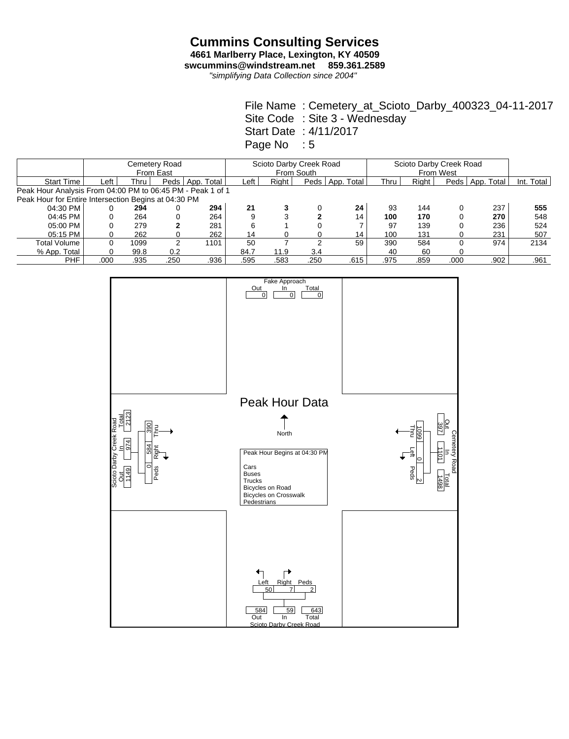# Cummins Consulting Services

**4661 Marlberry Place, Lexington, KY 40509**
**swcummins@windstream.net 859.361.2589**
*"simplifying Data Collection since 2004"*

File Name : Cemetery_at_Scioto_Darby_400323_04-11-2017
Site Code : Site 3 - Wednesday
Start Date : 4/11/2017
Page No : 5

| | Cemetery Road From East | | | | Scioto Darby Creek Road From South | | | | Scioto Darby Creek Road From West | | | | |
|---|---|---|---|---|---|---|---|---|---|---|---|---|---|
| Start Time | Left | Thru | Peds | App. Total | Left | Right | Peds | App. Total | Thru | Right | Peds | App. Total | Int. Total |
| Peak Hour Analysis From 04:00 PM to 06:45 PM - Peak 1 of 1 | | | | | | | | | | | | | |
| Peak Hour for Entire Intersection Begins at 04:30 PM | | | | | | | | | | | | | |
| 04:30 PM | 0 | **294** | 0 | **294** | **21** | **3** | 0 | **24** | 93 | 144 | 0 | 237 | **555** |
| 04:45 PM | 0 | 264 | 0 | 264 | 9 | 3 | **2** | 14 | **100** | **170** | 0 | **270** | 548 |
| 05:00 PM | 0 | 279 | **2** | 281 | 6 | 1 | 0 | 7 | 97 | 139 | 0 | 236 | 524 |
| 05:15 PM | 0 | 262 | 0 | 262 | 14 | 0 | 0 | 14 | 100 | 131 | 0 | 231 | 507 |
| Total Volume | 0 | 1099 | 2 | 1101 | 50 | 7 | 2 | 59 | 390 | 584 | 0 | 974 | 2134 |
| % App. Total | 0 | 99.8 | 0.2 | | 84.7 | 11.9 | 3.4 | | 40 | 60 | 0 | | |
| PHF | .000 | .935 | .250 | .936 | .595 | .583 | .250 | .615 | .975 | .859 | .000 | .902 | .961 |

Fake Approach
Out 0
In 0
Total 0

Peak Hour Data

North

Peak Hour Begins at 04:30 PM

Cars
Buses
Trucks
Bicycles on Road
Bicycles on Crosswalk
Pedestrians

Scioto Darby Creek Road
Total 2123
In 974
Out 1149
Thru 390
Right 584
Peds 0

Cemetery Road
Out 397
In 1101
Total 1498
Thru 1099
Left 0
Peds 2

Scioto Darby Creek Road
Left 50
Right 7
Peds 2
Out 584
In 59
Total 643